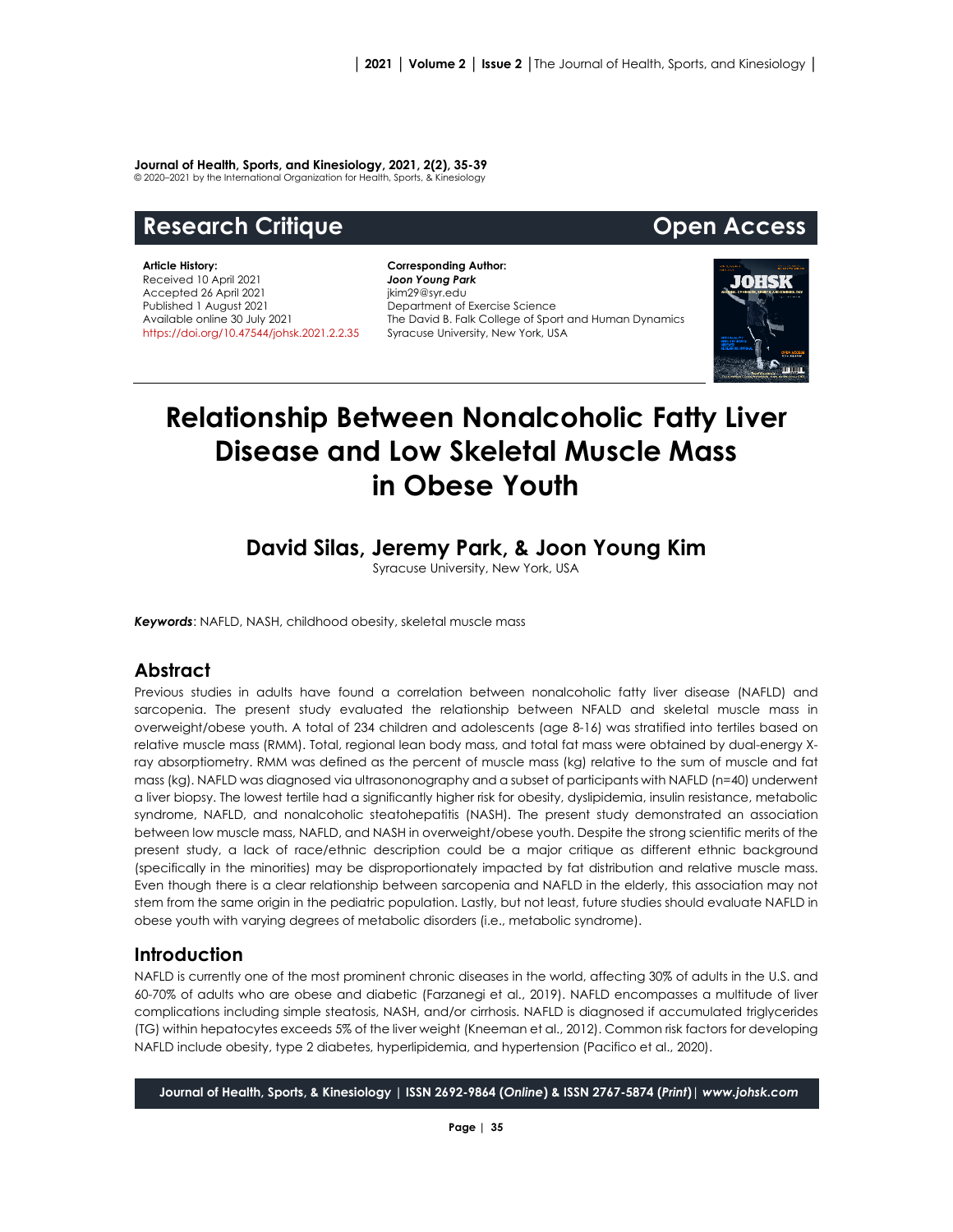**Journal of Health, Sports, and Kinesiology, 2021, 2(2), 35-39**
© 2020–2021 by the International Organization for Health, Sports, & Kinesiology

## Research Critique — Open Access

**Article History:**
Received 10 April 2021
Accepted 26 April 2021
Published 1 August 2021
Available online 30 July 2021
https://doi.org/10.47544/johsk.2021.2.2.35

**Corresponding Author:**
***Joon Young Park***
jkim29@syr.edu
Department of Exercise Science
The David B. Falk College of Sport and Human Dynamics
Syracuse University, New York, USA

# Relationship Between Nonalcoholic Fatty Liver Disease and Low Skeletal Muscle Mass in Obese Youth

## David Silas, Jeremy Park, & Joon Young Kim

Syracuse University, New York, USA

***Keywords***: NAFLD, NASH, childhood obesity, skeletal muscle mass

## Abstract

Previous studies in adults have found a correlation between nonalcoholic fatty liver disease (NAFLD) and sarcopenia. The present study evaluated the relationship between NFALD and skeletal muscle mass in overweight/obese youth. A total of 234 children and adolescents (age 8-16) was stratified into tertiles based on relative muscle mass (RMM). Total, regional lean body mass, and total fat mass were obtained by dual-energy X-ray absorptiometry. RMM was defined as the percent of muscle mass (kg) relative to the sum of muscle and fat mass (kg). NAFLD was diagnosed via ultrasononography and a subset of participants with NAFLD (n=40) underwent a liver biopsy. The lowest tertile had a significantly higher risk for obesity, dyslipidemia, insulin resistance, metabolic syndrome, NAFLD, and nonalcoholic steatohepatitis (NASH). The present study demonstrated an association between low muscle mass, NAFLD, and NASH in overweight/obese youth. Despite the strong scientific merits of the present study, a lack of race/ethnic description could be a major critique as different ethnic background (specifically in the minorities) may be disproportionately impacted by fat distribution and relative muscle mass. Even though there is a clear relationship between sarcopenia and NAFLD in the elderly, this association may not stem from the same origin in the pediatric population. Lastly, but not least, future studies should evaluate NAFLD in obese youth with varying degrees of metabolic disorders (i.e., metabolic syndrome).

## Introduction

NAFLD is currently one of the most prominent chronic diseases in the world, affecting 30% of adults in the U.S. and 60-70% of adults who are obese and diabetic (Farzanegi et al., 2019). NAFLD encompasses a multitude of liver complications including simple steatosis, NASH, and/or cirrhosis. NAFLD is diagnosed if accumulated triglycerides (TG) within hepatocytes exceeds 5% of the liver weight (Kneeman et al., 2012). Common risk factors for developing NAFLD include obesity, type 2 diabetes, hyperlipidemia, and hypertension (Pacifico et al., 2020).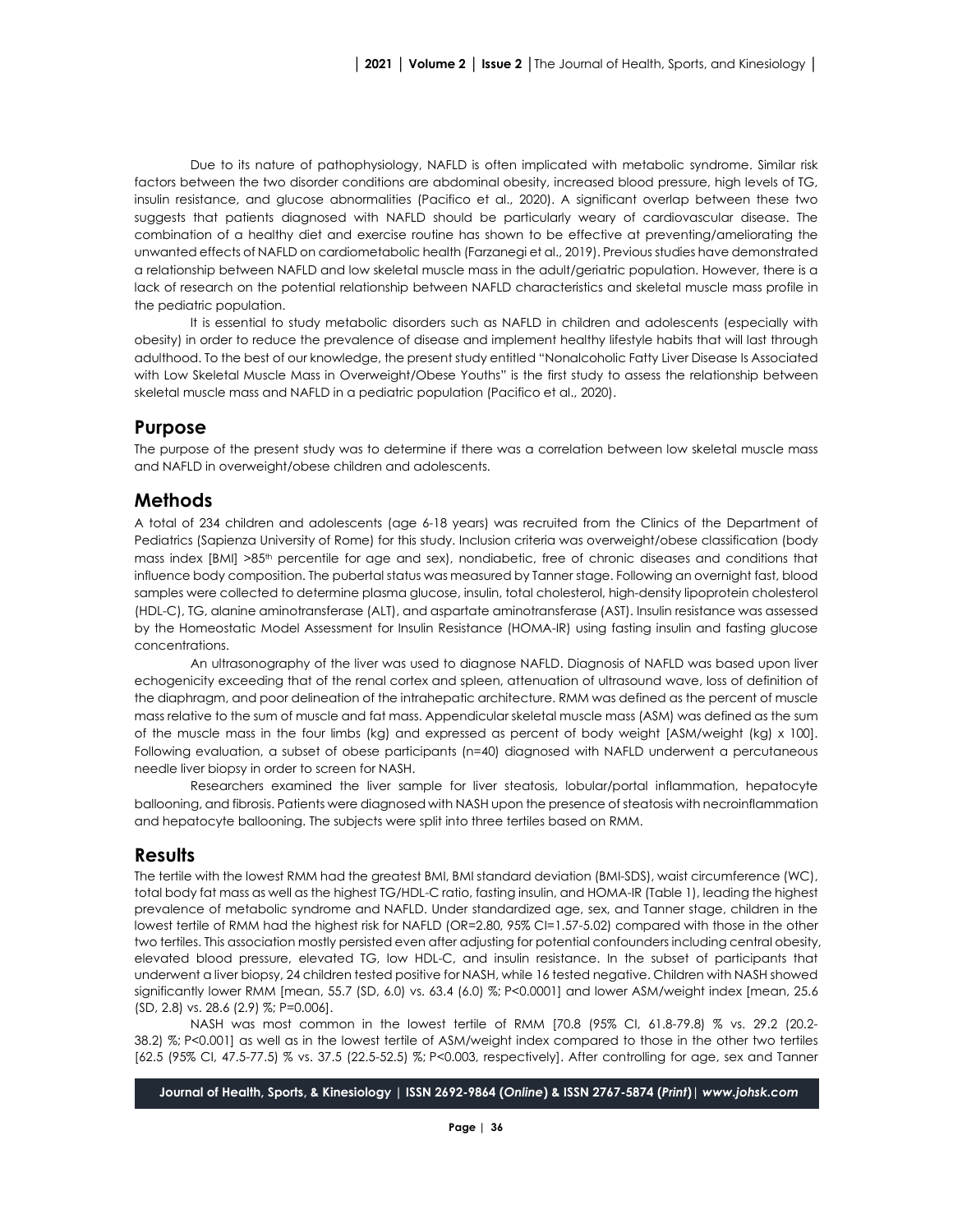Due to its nature of pathophysiology, NAFLD is often implicated with metabolic syndrome. Similar risk factors between the two disorder conditions are abdominal obesity, increased blood pressure, high levels of TG, insulin resistance, and glucose abnormalities (Pacifico et al., 2020). A significant overlap between these two suggests that patients diagnosed with NAFLD should be particularly weary of cardiovascular disease. The combination of a healthy diet and exercise routine has shown to be effective at preventing/ameliorating the unwanted effects of NAFLD on cardiometabolic health (Farzanegi et al., 2019). Previous studies have demonstrated a relationship between NAFLD and low skeletal muscle mass in the adult/geriatric population. However, there is a lack of research on the potential relationship between NAFLD characteristics and skeletal muscle mass profile in the pediatric population.

It is essential to study metabolic disorders such as NAFLD in children and adolescents (especially with obesity) in order to reduce the prevalence of disease and implement healthy lifestyle habits that will last through adulthood. To the best of our knowledge, the present study entitled "Nonalcoholic Fatty Liver Disease Is Associated with Low Skeletal Muscle Mass in Overweight/Obese Youths" is the first study to assess the relationship between skeletal muscle mass and NAFLD in a pediatric population (Pacifico et al., 2020).

## Purpose

The purpose of the present study was to determine if there was a correlation between low skeletal muscle mass and NAFLD in overweight/obese children and adolescents.

## Methods

A total of 234 children and adolescents (age 6-18 years) was recruited from the Clinics of the Department of Pediatrics (Sapienza University of Rome) for this study. Inclusion criteria was overweight/obese classification (body mass index [BMI] >85th percentile for age and sex), nondiabetic, free of chronic diseases and conditions that influence body composition. The pubertal status was measured by Tanner stage. Following an overnight fast, blood samples were collected to determine plasma glucose, insulin, total cholesterol, high-density lipoprotein cholesterol (HDL-C), TG, alanine aminotransferase (ALT), and aspartate aminotransferase (AST). Insulin resistance was assessed by the Homeostatic Model Assessment for Insulin Resistance (HOMA-IR) using fasting insulin and fasting glucose concentrations.

An ultrasonography of the liver was used to diagnose NAFLD. Diagnosis of NAFLD was based upon liver echogenicity exceeding that of the renal cortex and spleen, attenuation of ultrasound wave, loss of definition of the diaphragm, and poor delineation of the intrahepatic architecture. RMM was defined as the percent of muscle mass relative to the sum of muscle and fat mass. Appendicular skeletal muscle mass (ASM) was defined as the sum of the muscle mass in the four limbs (kg) and expressed as percent of body weight [ASM/weight (kg) x 100]. Following evaluation, a subset of obese participants (n=40) diagnosed with NAFLD underwent a percutaneous needle liver biopsy in order to screen for NASH.

Researchers examined the liver sample for liver steatosis, lobular/portal inflammation, hepatocyte ballooning, and fibrosis. Patients were diagnosed with NASH upon the presence of steatosis with necroinflammation and hepatocyte ballooning. The subjects were split into three tertiles based on RMM.

## Results

The tertile with the lowest RMM had the greatest BMI, BMI standard deviation (BMI-SDS), waist circumference (WC), total body fat mass as well as the highest TG/HDL-C ratio, fasting insulin, and HOMA-IR (Table 1), leading the highest prevalence of metabolic syndrome and NAFLD. Under standardized age, sex, and Tanner stage, children in the lowest tertile of RMM had the highest risk for NAFLD (OR=2.80, 95% CI=1.57-5.02) compared with those in the other two tertiles. This association mostly persisted even after adjusting for potential confounders including central obesity, elevated blood pressure, elevated TG, low HDL-C, and insulin resistance. In the subset of participants that underwent a liver biopsy, 24 children tested positive for NASH, while 16 tested negative. Children with NASH showed significantly lower RMM [mean, 55.7 (SD, 6.0) vs. 63.4 (6.0) %; P<0.0001] and lower ASM/weight index [mean, 25.6 (SD, 2.8) vs. 28.6 (2.9) %; P=0.006].

NASH was most common in the lowest tertile of RMM [70.8 (95% CI, 61.8-79.8) % vs. 29.2 (20.2-38.2) %; P<0.001] as well as in the lowest tertile of ASM/weight index compared to those in the other two tertiles [62.5 (95% CI, 47.5-77.5) % vs. 37.5 (22.5-52.5) %; P<0.003, respectively]. After controlling for age, sex and Tanner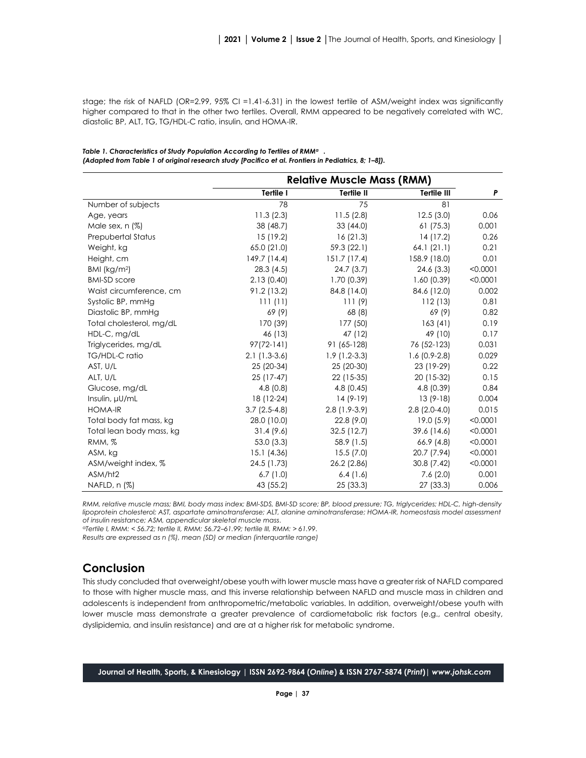stage; the risk of NAFLD (OR=2.99, 95% CI =1.41-6.31) in the lowest tertile of ASM/weight index was significantly higher compared to that in the other two tertiles. Overall, RMM appeared to be negatively correlated with WC, diastolic BP, ALT, TG, TG/HDL-C ratio, insulin, and HOMA-IR.

***Table 1. Characteristics of Study Population According to Tertiles of RMM[a] .***
***(Adapted from Table 1 of original research study [Pacifico et al. Frontiers in Pediatrics, 8; 1–8]).***

| | **Relative Muscle Mass (RMM)** | | | |
|---|---|---|---|---|
| | **Tertile I** | **Tertile II** | **Tertile III** | ***P*** |
| Number of subjects | 78 | 75 | 81 | |
| Age, years | 11.3 (2.3) | 11.5 (2.8) | 12.5 (3.0) | 0.06 |
| Male sex, n (%) | 38 (48.7) | 33 (44.0) | 61 (75.3) | 0.001 |
| Prepubertal Status | 15 (19.2) | 16 (21.3) | 14 (17.2) | 0.26 |
| Weight, kg | 65.0 (21.0) | 59.3 (22.1) | 64.1 (21.1) | 0.21 |
| Height, cm | 149.7 (14.4) | 151.7 (17.4) | 158.9 (18.0) | 0.01 |
| BMI (kg/m$^2$) | 28.3 (4.5) | 24.7 (3.7) | 24.6 (3.3) | <0.0001 |
| BMI-SD score | 2.13 (0.40) | 1.70 (0.39) | 1.60 (0.39) | <0.0001 |
| Waist circumference, cm | 91.2 (13.2) | 84.8 (14.0) | 84.6 (12.0) | 0.002 |
| Systolic BP, mmHg | 111 (11) | 111 (9) | 112 (13) | 0.81 |
| Diastolic BP, mmHg | 69 (9) | 68 (8) | 69 (9) | 0.82 |
| Total cholesterol, mg/dL | 170 (39) | 177 (50) | 163 (41) | 0.19 |
| HDL-C, mg/dL | 46 (13) | 47 (12) | 49 (10) | 0.17 |
| Triglycerides, mg/dL | 97(72-141) | 91 (65-128) | 76 (52-123) | 0.031 |
| TG/HDL-C ratio | 2.1 (1.3-3.6) | 1.9 (1.2-3.3) | 1.6 (0.9-2.8) | 0.029 |
| AST, U/L | 25 (20-34) | 25 (20-30) | 23 (19-29) | 0.22 |
| ALT, U/L | 25 (17-47) | 22 (15-35) | 20 (15-32) | 0.15 |
| Glucose, mg/dL | 4.8 (0.8) | 4.8 (0.45) | 4.8 (0.39) | 0.84 |
| Insulin, µU/mL | 18 (12-24) | 14 (9-19) | 13 (9-18) | 0.004 |
| HOMA-IR | 3.7 (2.5-4.8) | 2.8 (1.9-3.9) | 2.8 (2.0-4.0) | 0.015 |
| Total body fat mass, kg | 28.0 (10.0) | 22.8 (9.0) | 19.0 (5.9) | <0.0001 |
| Total lean body mass, kg | 31.4 (9.6) | 32.5 (12.7) | 39.6 (14.6) | <0.0001 |
| RMM, % | 53.0 (3.3) | 58.9 (1.5) | 66.9 (4.8) | <0.0001 |
| ASM, kg | 15.1 (4.36) | 15.5 (7.0) | 20.7 (7.94) | <0.0001 |
| ASM/weight index, % | 24.5 (1.73) | 26.2 (2.86) | 30.8 (7.42) | <0.0001 |
| ASM/ht2 | 6.7 (1.0) | 6.4 (1.6) | 7.6 (2.0) | 0.001 |
| NAFLD, n (%) | 43 (55.2) | 25 (33.3) | 27 (33.3) | 0.006 |

*RMM, relative muscle mass; BMI, body mass index; BMI-SDS, BMI-SD score; BP, blood pressure; TG, triglycerides; HDL-C, high-density lipoprotein cholesterol; AST, aspartate aminotransferase; ALT, alanine aminotransferase; HOMA-IR, homeostasis model assessment of insulin resistance; ASM, appendicular skeletal muscle mass.*
*[a]Tertile I, RMM: < 56.72; tertile II, RMM: 56.72–61.99; tertile III, RMM: > 61.99.*
*Results are expressed as n (%), mean (SD) or median (interquartile range)*

## Conclusion

This study concluded that overweight/obese youth with lower muscle mass have a greater risk of NAFLD compared to those with higher muscle mass, and this inverse relationship between NAFLD and muscle mass in children and adolescents is independent from anthropometric/metabolic variables. In addition, overweight/obese youth with lower muscle mass demonstrate a greater prevalence of cardiometabolic risk factors (e.g., central obesity, dyslipidemia, and insulin resistance) and are at a higher risk for metabolic syndrome.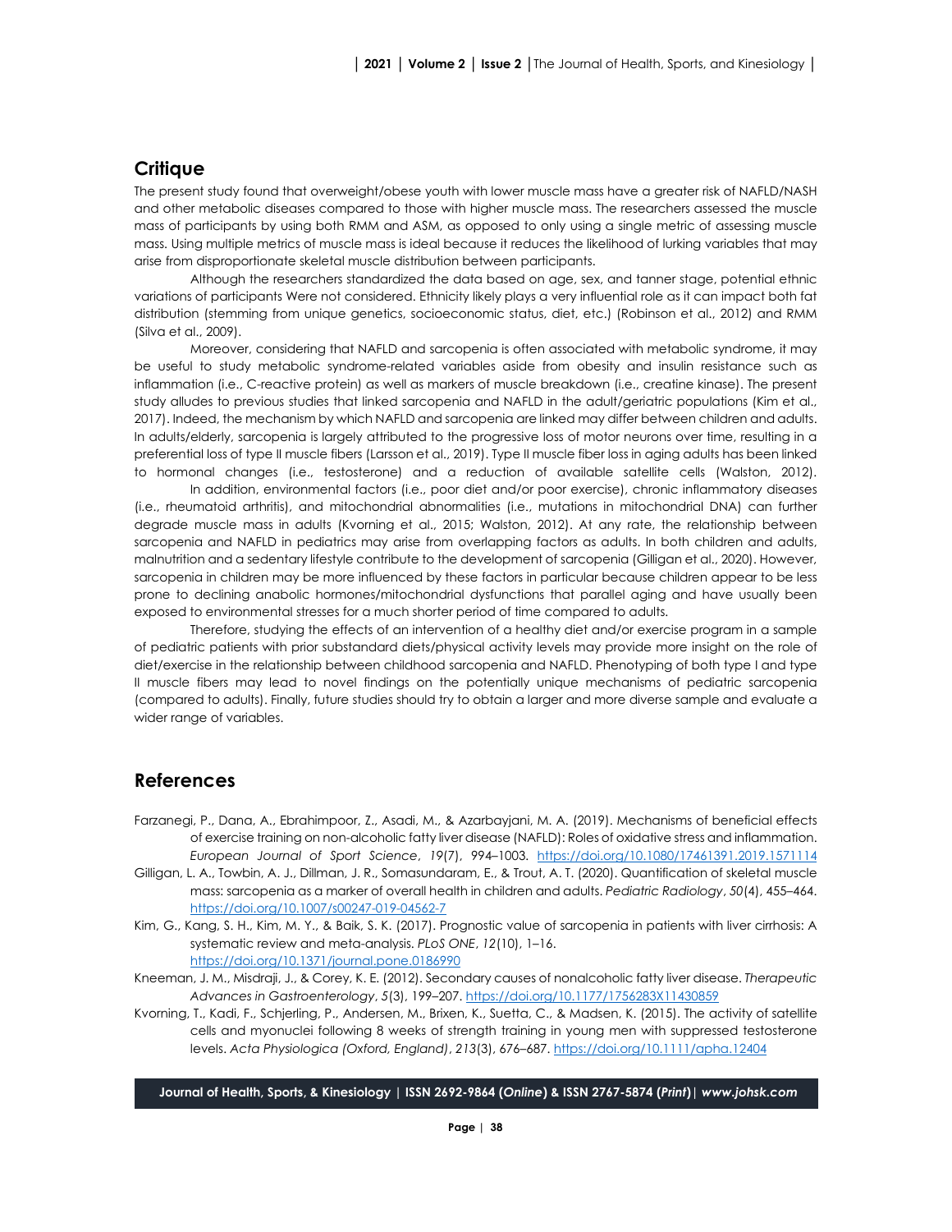## Critique

The present study found that overweight/obese youth with lower muscle mass have a greater risk of NAFLD/NASH and other metabolic diseases compared to those with higher muscle mass. The researchers assessed the muscle mass of participants by using both RMM and ASM, as opposed to only using a single metric of assessing muscle mass. Using multiple metrics of muscle mass is ideal because it reduces the likelihood of lurking variables that may arise from disproportionate skeletal muscle distribution between participants.

Although the researchers standardized the data based on age, sex, and tanner stage, potential ethnic variations of participants Were not considered. Ethnicity likely plays a very influential role as it can impact both fat distribution (stemming from unique genetics, socioeconomic status, diet, etc.) (Robinson et al., 2012) and RMM (Silva et al., 2009).

Moreover, considering that NAFLD and sarcopenia is often associated with metabolic syndrome, it may be useful to study metabolic syndrome-related variables aside from obesity and insulin resistance such as inflammation (i.e., C-reactive protein) as well as markers of muscle breakdown (i.e., creatine kinase). The present study alludes to previous studies that linked sarcopenia and NAFLD in the adult/geriatric populations (Kim et al., 2017). Indeed, the mechanism by which NAFLD and sarcopenia are linked may differ between children and adults. In adults/elderly, sarcopenia is largely attributed to the progressive loss of motor neurons over time, resulting in a preferential loss of type II muscle fibers (Larsson et al., 2019). Type II muscle fiber loss in aging adults has been linked to hormonal changes (i.e., testosterone) and a reduction of available satellite cells (Walston, 2012).

In addition, environmental factors (i.e., poor diet and/or poor exercise), chronic inflammatory diseases (i.e., rheumatoid arthritis), and mitochondrial abnormalities (i.e., mutations in mitochondrial DNA) can further degrade muscle mass in adults (Kvorning et al., 2015; Walston, 2012). At any rate, the relationship between sarcopenia and NAFLD in pediatrics may arise from overlapping factors as adults. In both children and adults, malnutrition and a sedentary lifestyle contribute to the development of sarcopenia (Gilligan et al., 2020). However, sarcopenia in children may be more influenced by these factors in particular because children appear to be less prone to declining anabolic hormones/mitochondrial dysfunctions that parallel aging and have usually been exposed to environmental stresses for a much shorter period of time compared to adults.

Therefore, studying the effects of an intervention of a healthy diet and/or exercise program in a sample of pediatric patients with prior substandard diets/physical activity levels may provide more insight on the role of diet/exercise in the relationship between childhood sarcopenia and NAFLD. Phenotyping of both type I and type II muscle fibers may lead to novel findings on the potentially unique mechanisms of pediatric sarcopenia (compared to adults). Finally, future studies should try to obtain a larger and more diverse sample and evaluate a wider range of variables.

## References

Farzanegi, P., Dana, A., Ebrahimpoor, Z., Asadi, M., & Azarbayjani, M. A. (2019). Mechanisms of beneficial effects of exercise training on non-alcoholic fatty liver disease (NAFLD): Roles of oxidative stress and inflammation. *European Journal of Sport Science*, *19*(7), 994–1003. https://doi.org/10.1080/17461391.2019.1571114

Gilligan, L. A., Towbin, A. J., Dillman, J. R., Somasundaram, E., & Trout, A. T. (2020). Quantification of skeletal muscle mass: sarcopenia as a marker of overall health in children and adults. *Pediatric Radiology*, *50*(4), 455–464. https://doi.org/10.1007/s00247-019-04562-7

Kim, G., Kang, S. H., Kim, M. Y., & Baik, S. K. (2017). Prognostic value of sarcopenia in patients with liver cirrhosis: A systematic review and meta-analysis. *PLoS ONE*, *12*(10), 1–16. https://doi.org/10.1371/journal.pone.0186990

Kneeman, J. M., Misdraji, J., & Corey, K. E. (2012). Secondary causes of nonalcoholic fatty liver disease. *Therapeutic Advances in Gastroenterology*, *5*(3), 199–207. https://doi.org/10.1177/1756283X11430859

Kvorning, T., Kadi, F., Schjerling, P., Andersen, M., Brixen, K., Suetta, C., & Madsen, K. (2015). The activity of satellite cells and myonuclei following 8 weeks of strength training in young men with suppressed testosterone levels. *Acta Physiologica (Oxford, England)*, *213*(3), 676–687. https://doi.org/10.1111/apha.12404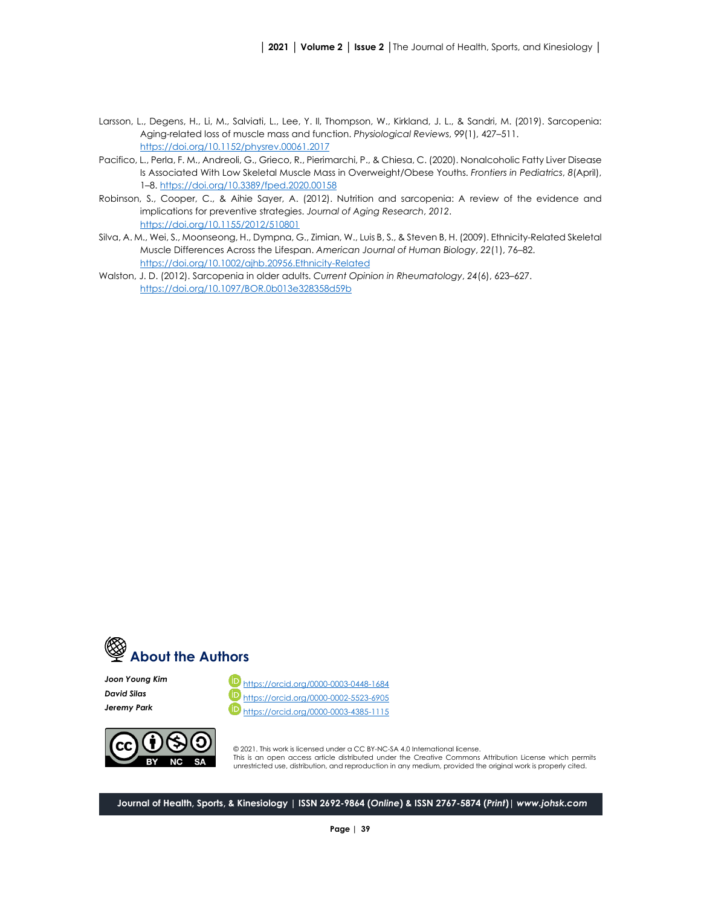Larsson, L., Degens, H., Li, M., Salviati, L., Lee, Y. Il, Thompson, W., Kirkland, J. L., & Sandri, M. (2019). Sarcopenia: Aging-related loss of muscle mass and function. *Physiological Reviews*, *99*(1), 427–511. https://doi.org/10.1152/physrev.00061.2017

Pacifico, L., Perla, F. M., Andreoli, G., Grieco, R., Pierimarchi, P., & Chiesa, C. (2020). Nonalcoholic Fatty Liver Disease Is Associated With Low Skeletal Muscle Mass in Overweight/Obese Youths. *Frontiers in Pediatrics*, *8*(April), 1–8. https://doi.org/10.3389/fped.2020.00158

Robinson, S., Cooper, C., & Aihie Sayer, A. (2012). Nutrition and sarcopenia: A review of the evidence and implications for preventive strategies. *Journal of Aging Research*, *2012*. https://doi.org/10.1155/2012/510801

Silva, A. M., Wei, S., Moonseong, H., Dympna, G., Zimian, W., Luis B, S., & Steven B, H. (2009). Ethnicity-Related Skeletal Muscle Differences Across the Lifespan. *American Journal of Human Biology*, *22*(1), 76–82. https://doi.org/10.1002/ajhb.20956.Ethnicity-Related

Walston, J. D. (2012). Sarcopenia in older adults. *Current Opinion in Rheumatology*, *24*(6), 623–627. https://doi.org/10.1097/BOR.0b013e328358d59b

## About the Authors

***Joon Young Kim*** https://orcid.org/0000-0003-0448-1684

***David Silas*** https://orcid.org/0000-0002-5523-6905

***Jeremy Park*** https://orcid.org/0000-0003-4385-1115

© 2021. This work is licensed under a CC BY-NC-SA 4.0 International license.
This is an open access article distributed under the Creative Commons Attribution License which permits unrestricted use, distribution, and reproduction in any medium, provided the original work is properly cited.